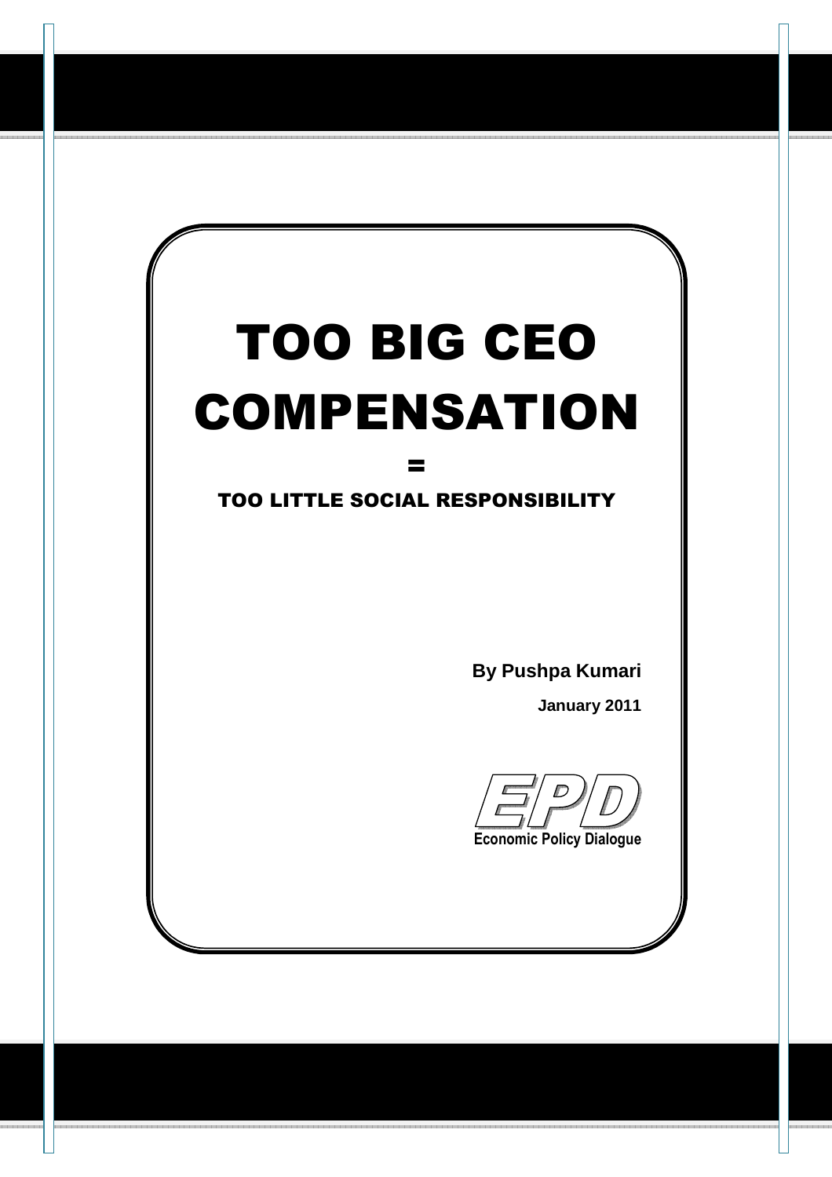# TOO BIG CEO COMPENSATION

=

## TOO LITTLE SOCIAL RESPONSIBILITY

**By Pushpa Kumari**

**January 2011**

EPD

**Economic Policy Dialogue**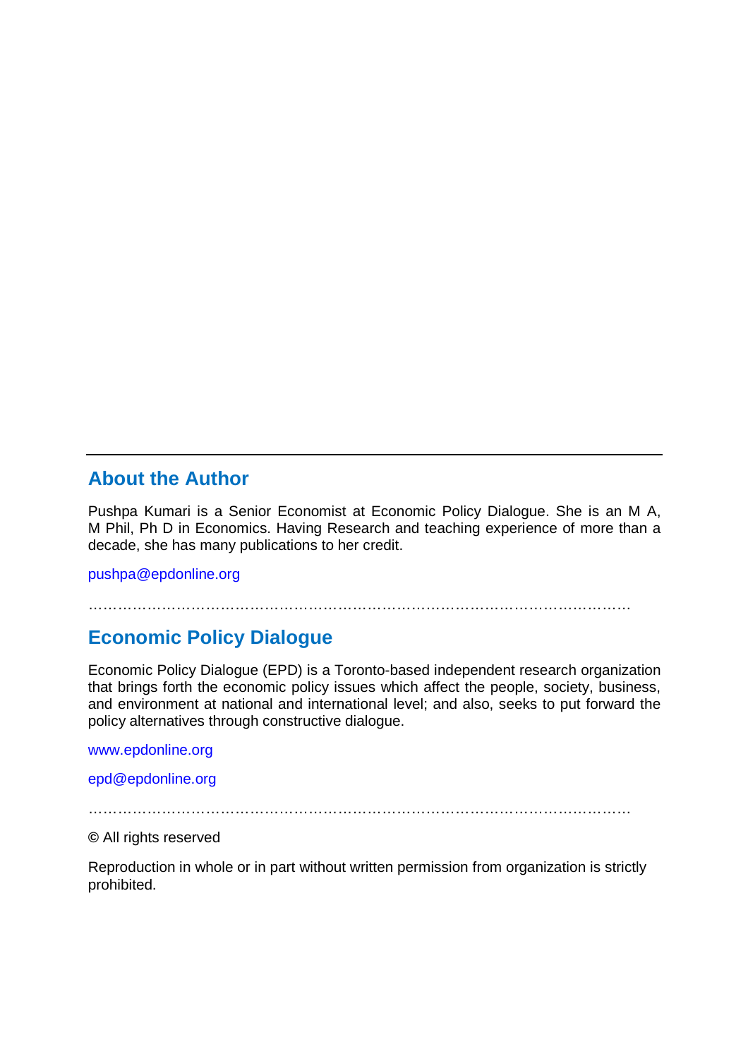## About the Author

Pushpa Kumari is a Senior Economist at Economic Policy Dialogue. She is an M A, M Phil, Ph D in Economics. Having Research and teaching experience of more than a decade, she has many publications to her credit.

pushpa@epdonline.org

………………………………………………………………………………………………

## Economic Policy Dialogue

Economic Policy Dialogue (EPD) is a Toronto-based independent research organization that brings forth the economic policy issues which affect the people, society, business, and environment at national and international level; and also, seeks to put forward the policy alternatives through constructive dialogue.

www.epdonline.org

epd@epdonline.org

………………………………………………………………………………………………

© All rights reserved

Reproduction in whole or in part without written permission from organization is strictly prohibited.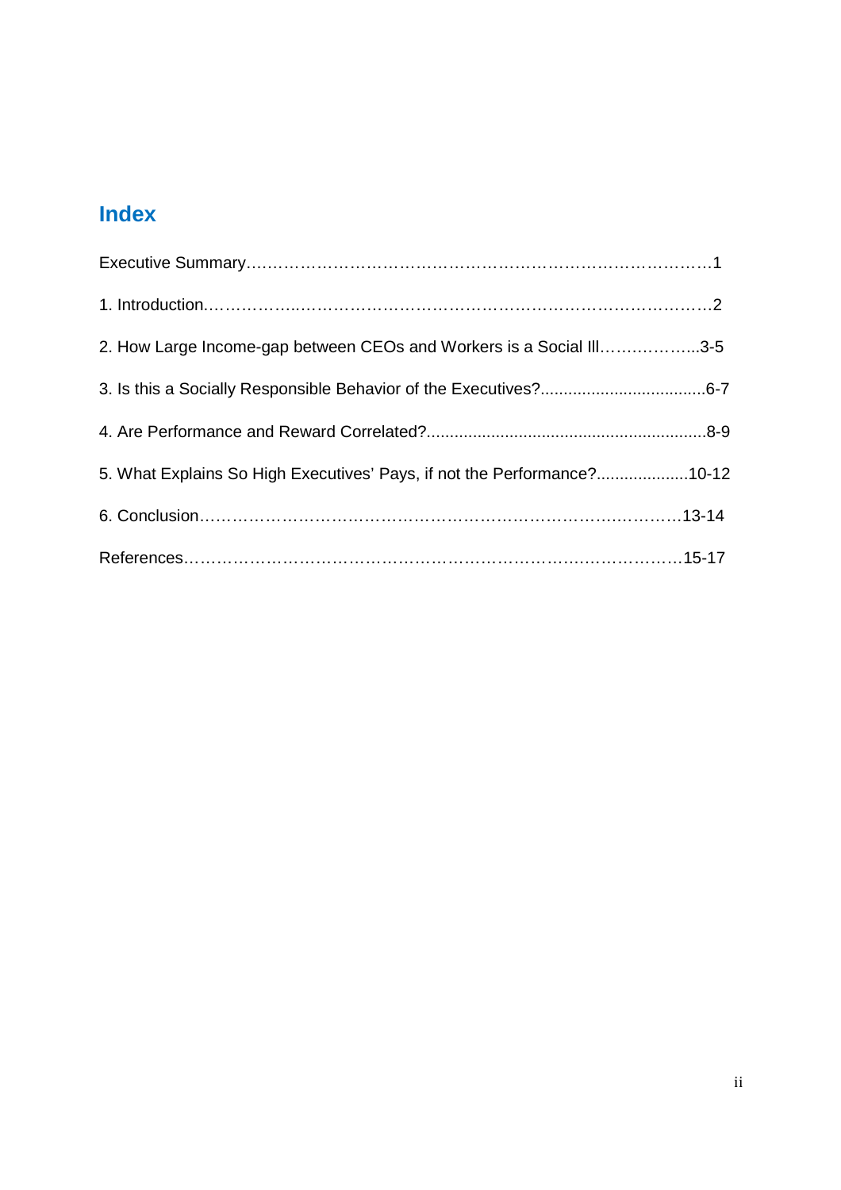# Index

Executive Summary……………………………………………………………………………1

1. Introduction……………..………………………………………………………………2

2. How Large Income-gap between CEOs and Workers is a Social Ill……………...3-5

3. Is this a Socially Responsible Behavior of the Executives?...................................6-7

4. Are Performance and Reward Correlated?............................................................8-9

5. What Explains So High Executives' Pays, if not the Performance?....................10-12

6. Conclusion………………………………………………………………….…………13-14

References……………………………………………………………………………15-17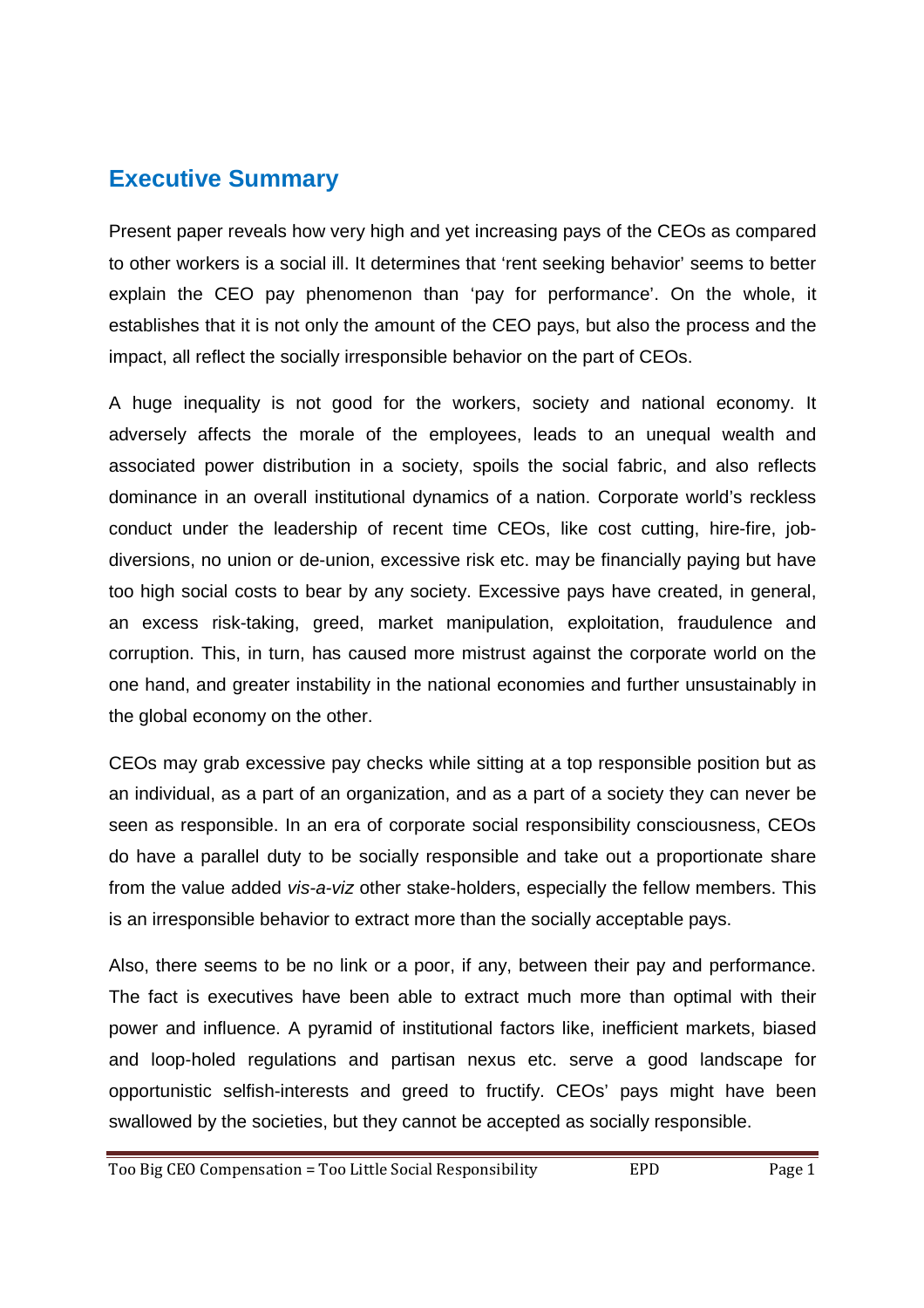## Executive Summary

Present paper reveals how very high and yet increasing pays of the CEOs as compared to other workers is a social ill. It determines that 'rent seeking behavior' seems to better explain the CEO pay phenomenon than 'pay for performance'. On the whole, it establishes that it is not only the amount of the CEO pays, but also the process and the impact, all reflect the socially irresponsible behavior on the part of CEOs.

A huge inequality is not good for the workers, society and national economy. It adversely affects the morale of the employees, leads to an unequal wealth and associated power distribution in a society, spoils the social fabric, and also reflects dominance in an overall institutional dynamics of a nation. Corporate world's reckless conduct under the leadership of recent time CEOs, like cost cutting, hire-fire, job-diversions, no union or de-union, excessive risk etc. may be financially paying but have too high social costs to bear by any society. Excessive pays have created, in general, an excess risk-taking, greed, market manipulation, exploitation, fraudulence and corruption. This, in turn, has caused more mistrust against the corporate world on the one hand, and greater instability in the national economies and further unsustainably in the global economy on the other.

CEOs may grab excessive pay checks while sitting at a top responsible position but as an individual, as a part of an organization, and as a part of a society they can never be seen as responsible. In an era of corporate social responsibility consciousness, CEOs do have a parallel duty to be socially responsible and take out a proportionate share from the value added *vis-a-viz* other stake-holders, especially the fellow members. This is an irresponsible behavior to extract more than the socially acceptable pays.

Also, there seems to be no link or a poor, if any, between their pay and performance. The fact is executives have been able to extract much more than optimal with their power and influence. A pyramid of institutional factors like, inefficient markets, biased and loop-holed regulations and partisan nexus etc. serve a good landscape for opportunistic selfish-interests and greed to fructify. CEOs' pays might have been swallowed by the societies, but they cannot be accepted as socially responsible.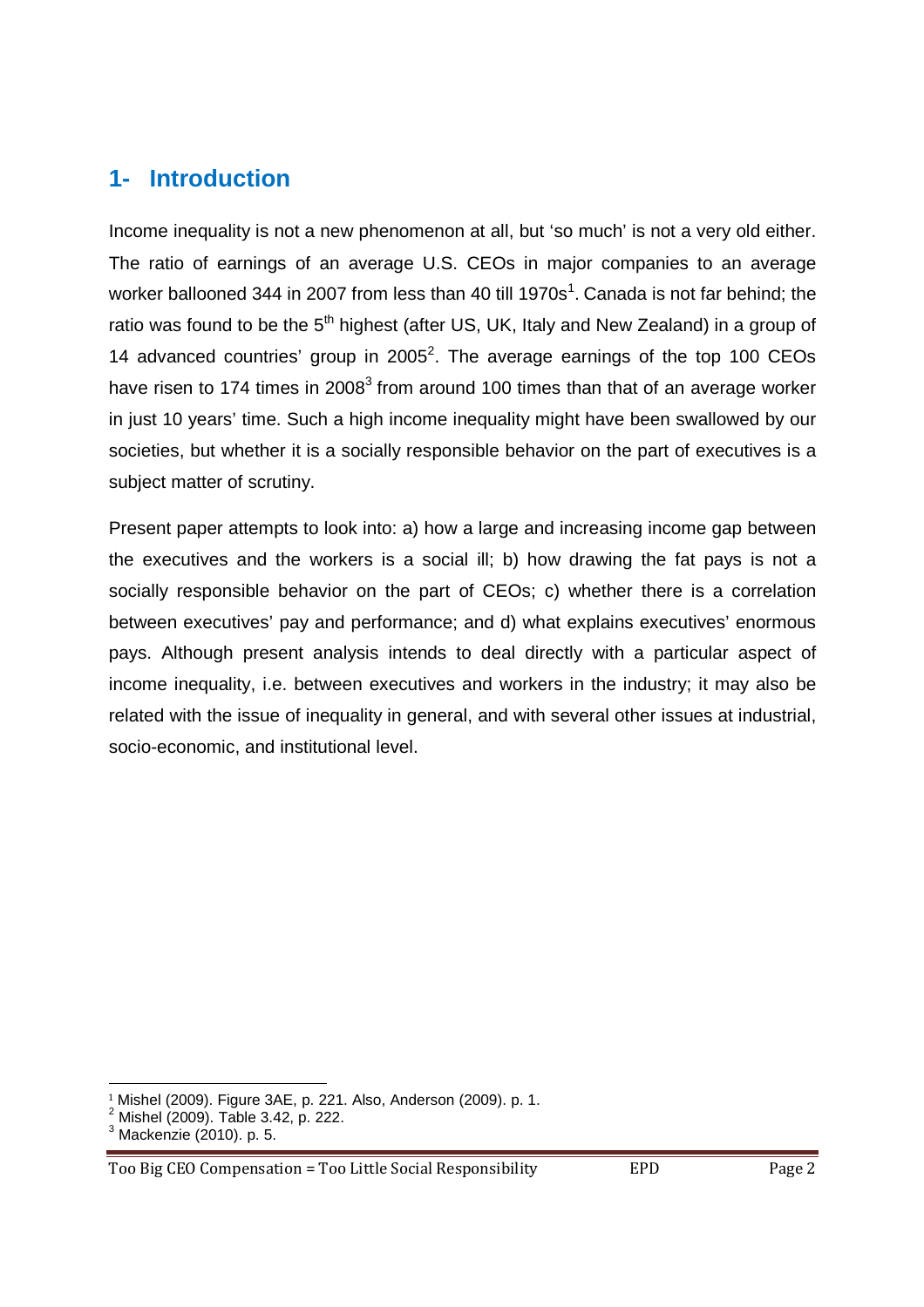## 1- Introduction

Income inequality is not a new phenomenon at all, but 'so much' is not a very old either. The ratio of earnings of an average U.S. CEOs in major companies to an average worker ballooned 344 in 2007 from less than 40 till 1970s[1]. Canada is not far behind; the ratio was found to be the 5th highest (after US, UK, Italy and New Zealand) in a group of 14 advanced countries' group in 2005[2]. The average earnings of the top 100 CEOs have risen to 174 times in 2008[3] from around 100 times than that of an average worker in just 10 years' time. Such a high income inequality might have been swallowed by our societies, but whether it is a socially responsible behavior on the part of executives is a subject matter of scrutiny.

Present paper attempts to look into: a) how a large and increasing income gap between the executives and the workers is a social ill; b) how drawing the fat pays is not a socially responsible behavior on the part of CEOs; c) whether there is a correlation between executives' pay and performance; and d) what explains executives' enormous pays. Although present analysis intends to deal directly with a particular aspect of income inequality, i.e. between executives and workers in the industry; it may also be related with the issue of inequality in general, and with several other issues at industrial, socio-economic, and institutional level.

[1] Mishel (2009). Figure 3AE, p. 221. Also, Anderson (2009). p. 1.

[2] Mishel (2009). Table 3.42, p. 222.

[3] Mackenzie (2010). p. 5.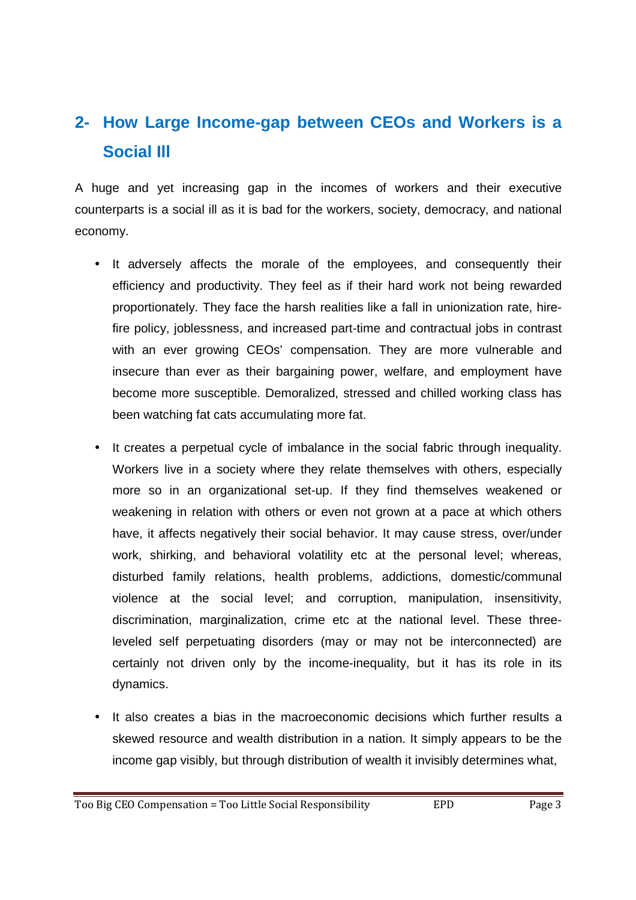## 2- How Large Income-gap between CEOs and Workers is a Social Ill

A huge and yet increasing gap in the incomes of workers and their executive counterparts is a social ill as it is bad for the workers, society, democracy, and national economy.

- It adversely affects the morale of the employees, and consequently their efficiency and productivity. They feel as if their hard work not being rewarded proportionately. They face the harsh realities like a fall in unionization rate, hire-fire policy, joblessness, and increased part-time and contractual jobs in contrast with an ever growing CEOs' compensation. They are more vulnerable and insecure than ever as their bargaining power, welfare, and employment have become more susceptible. Demoralized, stressed and chilled working class has been watching fat cats accumulating more fat.

- It creates a perpetual cycle of imbalance in the social fabric through inequality. Workers live in a society where they relate themselves with others, especially more so in an organizational set-up. If they find themselves weakened or weakening in relation with others or even not grown at a pace at which others have, it affects negatively their social behavior. It may cause stress, over/under work, shirking, and behavioral volatility etc at the personal level; whereas, disturbed family relations, health problems, addictions, domestic/communal violence at the social level; and corruption, manipulation, insensitivity, discrimination, marginalization, crime etc at the national level. These three-leveled self perpetuating disorders (may or may not be interconnected) are certainly not driven only by the income-inequality, but it has its role in its dynamics.

- It also creates a bias in the macroeconomic decisions which further results a skewed resource and wealth distribution in a nation. It simply appears to be the income gap visibly, but through distribution of wealth it invisibly determines what,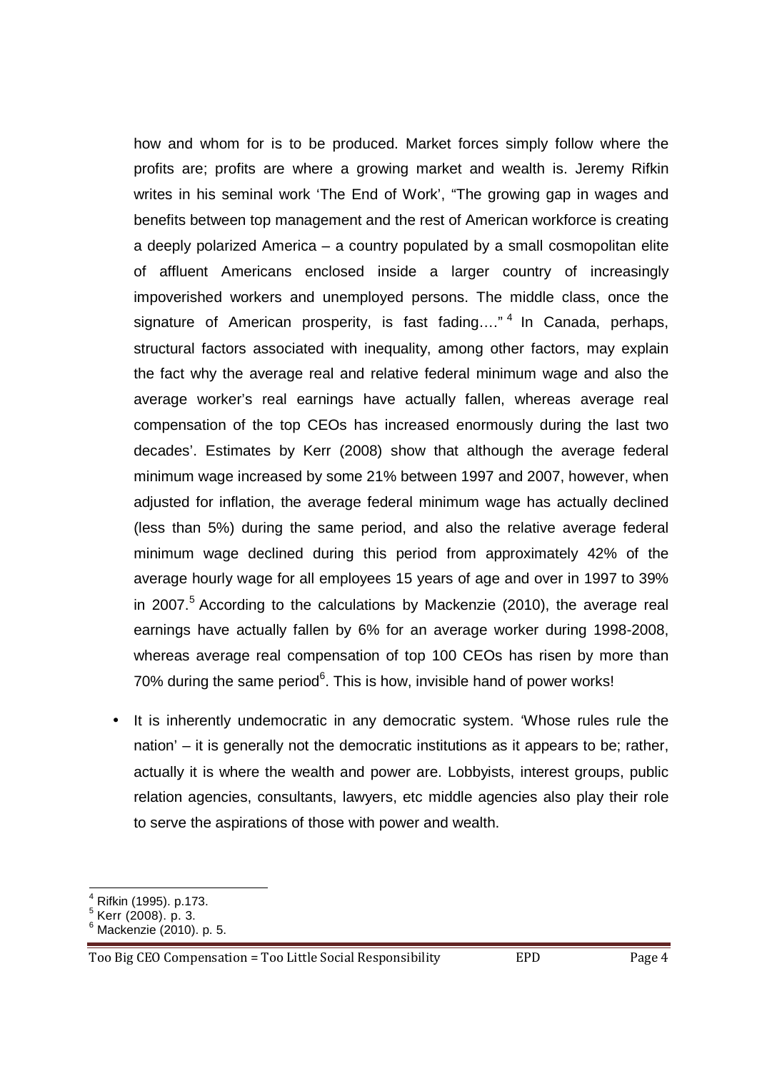how and whom for is to be produced. Market forces simply follow where the profits are; profits are where a growing market and wealth is. Jeremy Rifkin writes in his seminal work 'The End of Work', "The growing gap in wages and benefits between top management and the rest of American workforce is creating a deeply polarized America – a country populated by a small cosmopolitan elite of affluent Americans enclosed inside a larger country of increasingly impoverished workers and unemployed persons. The middle class, once the signature of American prosperity, is fast fading…." [4] In Canada, perhaps, structural factors associated with inequality, among other factors, may explain the fact why the average real and relative federal minimum wage and also the average worker's real earnings have actually fallen, whereas average real compensation of the top CEOs has increased enormously during the last two decades'. Estimates by Kerr (2008) show that although the average federal minimum wage increased by some 21% between 1997 and 2007, however, when adjusted for inflation, the average federal minimum wage has actually declined (less than 5%) during the same period, and also the relative average federal minimum wage declined during this period from approximately 42% of the average hourly wage for all employees 15 years of age and over in 1997 to 39% in 2007.[5] According to the calculations by Mackenzie (2010), the average real earnings have actually fallen by 6% for an average worker during 1998-2008, whereas average real compensation of top 100 CEOs has risen by more than 70% during the same period[6]. This is how, invisible hand of power works!

- It is inherently undemocratic in any democratic system. 'Whose rules rule the nation' – it is generally not the democratic institutions as it appears to be; rather, actually it is where the wealth and power are. Lobbyists, interest groups, public relation agencies, consultants, lawyers, etc middle agencies also play their role to serve the aspirations of those with power and wealth.

---

[4] Rifkin (1995). p.173.
[5] Kerr (2008). p. 3.
[6] Mackenzie (2010). p. 5.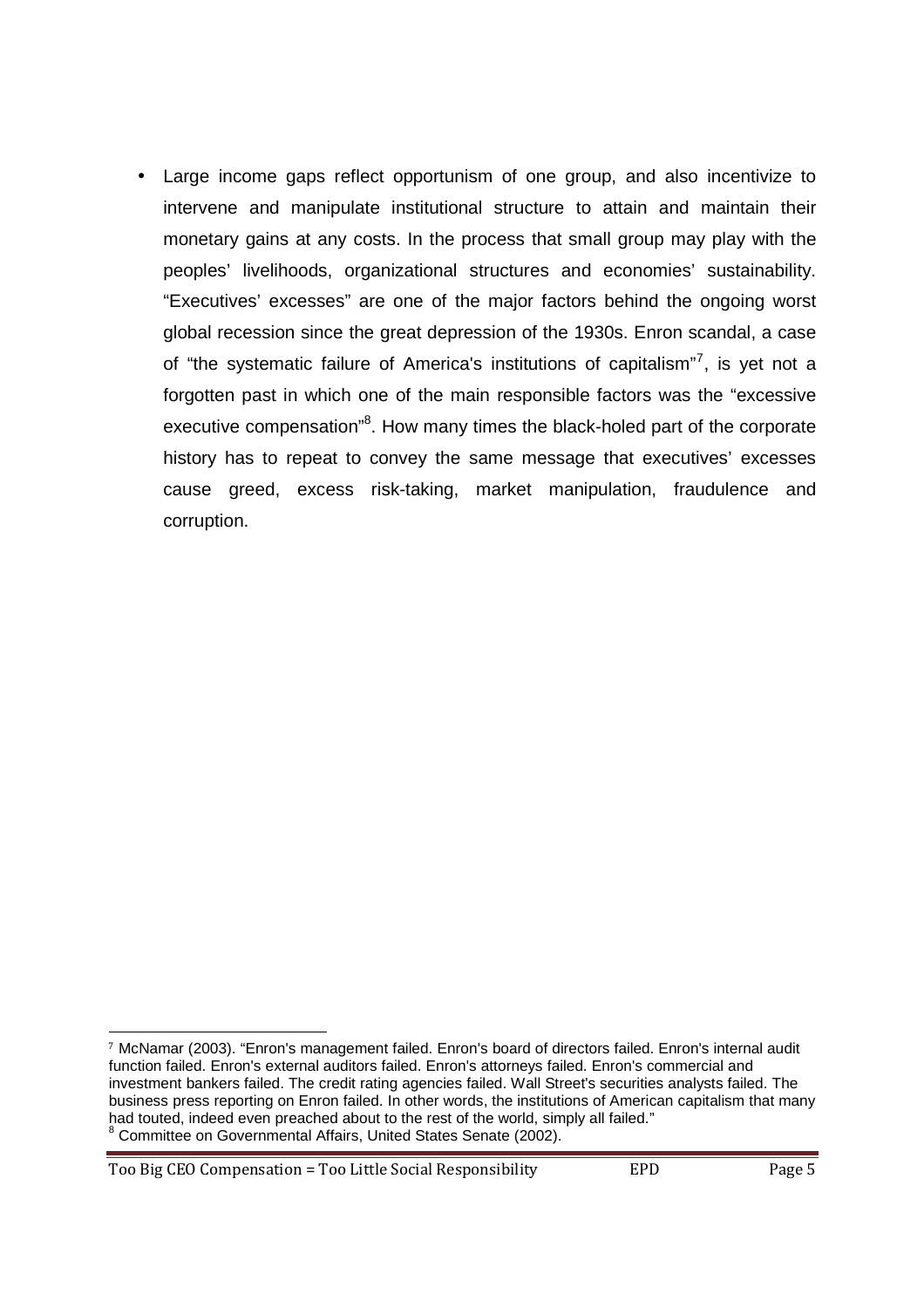- Large income gaps reflect opportunism of one group, and also incentivize to intervene and manipulate institutional structure to attain and maintain their monetary gains at any costs. In the process that small group may play with the peoples' livelihoods, organizational structures and economies' sustainability. "Executives' excesses" are one of the major factors behind the ongoing worst global recession since the great depression of the 1930s. Enron scandal, a case of "the systematic failure of America's institutions of capitalism"[7], is yet not a forgotten past in which one of the main responsible factors was the "excessive executive compensation"[8]. How many times the black-holed part of the corporate history has to repeat to convey the same message that executives' excesses cause greed, excess risk-taking, market manipulation, fraudulence and corruption.

---

[7] McNamar (2003). "Enron's management failed. Enron's board of directors failed. Enron's internal audit function failed. Enron's external auditors failed. Enron's attorneys failed. Enron's commercial and investment bankers failed. The credit rating agencies failed. Wall Street's securities analysts failed. The business press reporting on Enron failed. In other words, the institutions of American capitalism that many had touted, indeed even preached about to the rest of the world, simply all failed."

[8] Committee on Governmental Affairs, United States Senate (2002).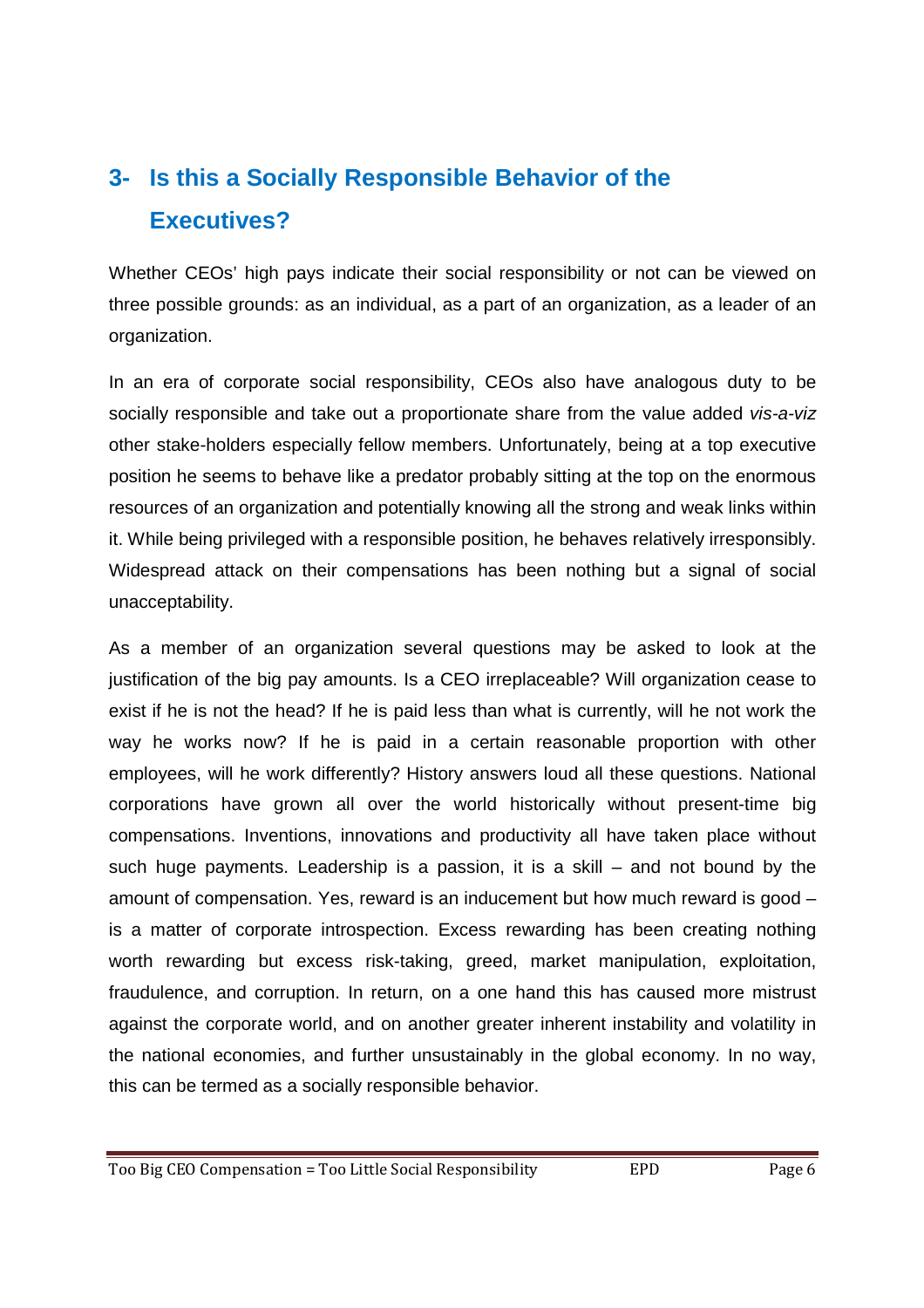## 3- Is this a Socially Responsible Behavior of the Executives?

Whether CEOs' high pays indicate their social responsibility or not can be viewed on three possible grounds: as an individual, as a part of an organization, as a leader of an organization.

In an era of corporate social responsibility, CEOs also have analogous duty to be socially responsible and take out a proportionate share from the value added *vis-a-viz* other stake-holders especially fellow members. Unfortunately, being at a top executive position he seems to behave like a predator probably sitting at the top on the enormous resources of an organization and potentially knowing all the strong and weak links within it. While being privileged with a responsible position, he behaves relatively irresponsibly. Widespread attack on their compensations has been nothing but a signal of social unacceptability.

As a member of an organization several questions may be asked to look at the justification of the big pay amounts. Is a CEO irreplaceable? Will organization cease to exist if he is not the head? If he is paid less than what is currently, will he not work the way he works now? If he is paid in a certain reasonable proportion with other employees, will he work differently? History answers loud all these questions. National corporations have grown all over the world historically without present-time big compensations. Inventions, innovations and productivity all have taken place without such huge payments. Leadership is a passion, it is a skill – and not bound by the amount of compensation. Yes, reward is an inducement but how much reward is good – is a matter of corporate introspection. Excess rewarding has been creating nothing worth rewarding but excess risk-taking, greed, market manipulation, exploitation, fraudulence, and corruption. In return, on a one hand this has caused more mistrust against the corporate world, and on another greater inherent instability and volatility in the national economies, and further unsustainably in the global economy. In no way, this can be termed as a socially responsible behavior.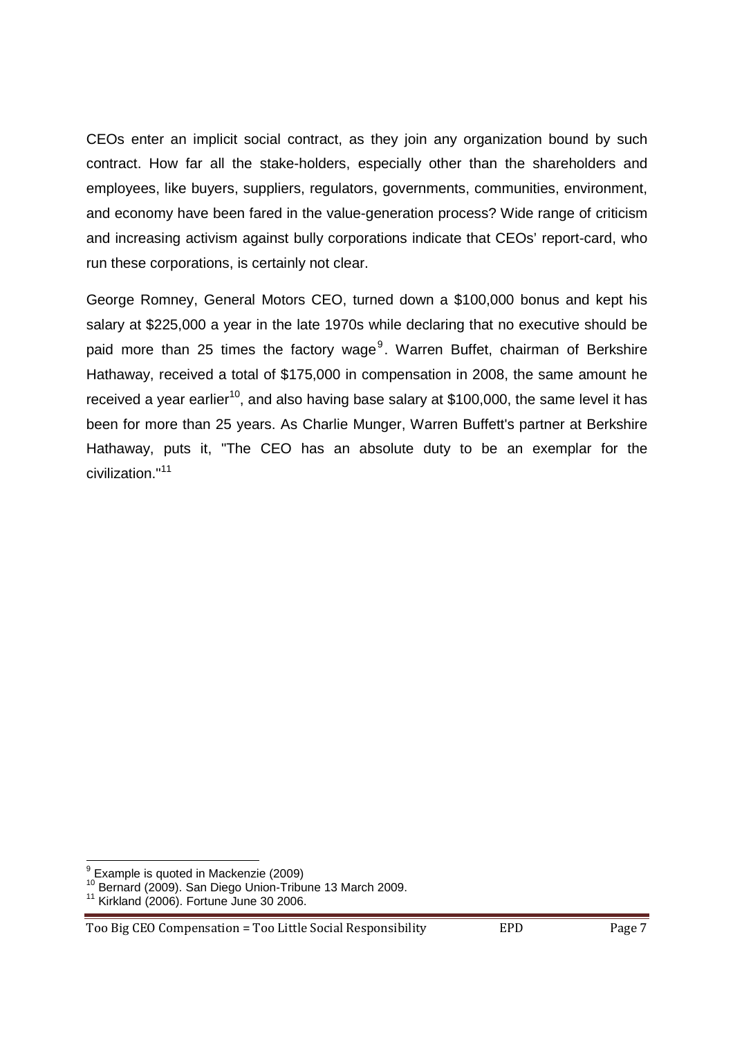CEOs enter an implicit social contract, as they join any organization bound by such contract. How far all the stake-holders, especially other than the shareholders and employees, like buyers, suppliers, regulators, governments, communities, environment, and economy have been fared in the value-generation process? Wide range of criticism and increasing activism against bully corporations indicate that CEOs' report-card, who run these corporations, is certainly not clear.

George Romney, General Motors CEO, turned down a $100,000 bonus and kept his salary at $225,000 a year in the late 1970s while declaring that no executive should be paid more than 25 times the factory wage[9]. Warren Buffet, chairman of Berkshire Hathaway, received a total of $175,000 in compensation in 2008, the same amount he received a year earlier[10], and also having base salary at $100,000, the same level it has been for more than 25 years. As Charlie Munger, Warren Buffett's partner at Berkshire Hathaway, puts it, "The CEO has an absolute duty to be an exemplar for the civilization."[11]

---

[9] Example is quoted in Mackenzie (2009)

[10] Bernard (2009). San Diego Union-Tribune 13 March 2009.

[11] Kirkland (2006). Fortune June 30 2006.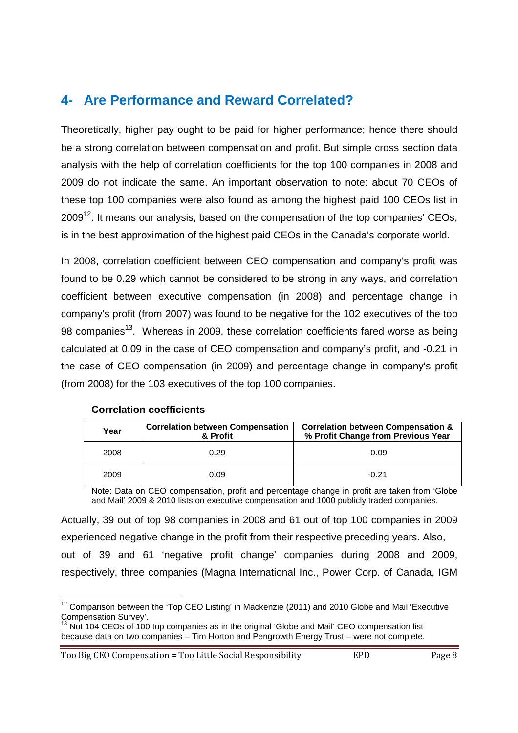## 4- Are Performance and Reward Correlated?

Theoretically, higher pay ought to be paid for higher performance; hence there should be a strong correlation between compensation and profit. But simple cross section data analysis with the help of correlation coefficients for the top 100 companies in 2008 and 2009 do not indicate the same. An important observation to note: about 70 CEOs of these top 100 companies were also found as among the highest paid 100 CEOs list in 2009[12]. It means our analysis, based on the compensation of the top companies' CEOs, is in the best approximation of the highest paid CEOs in the Canada's corporate world.

In 2008, correlation coefficient between CEO compensation and company's profit was found to be 0.29 which cannot be considered to be strong in any ways, and correlation coefficient between executive compensation (in 2008) and percentage change in company's profit (from 2007) was found to be negative for the 102 executives of the top 98 companies[13]. Whereas in 2009, these correlation coefficients fared worse as being calculated at 0.09 in the case of CEO compensation and company's profit, and -0.21 in the case of CEO compensation (in 2009) and percentage change in company's profit (from 2008) for the 103 executives of the top 100 companies.

**Correlation coefficients**

| Year | Correlation between Compensation & Profit | Correlation between Compensation & % Profit Change from Previous Year |
|---|---|---|
| 2008 | 0.29 | -0.09 |
| 2009 | 0.09 | -0.21 |

Note: Data on CEO compensation, profit and percentage change in profit are taken from 'Globe and Mail' 2009 & 2010 lists on executive compensation and 1000 publicly traded companies.

Actually, 39 out of top 98 companies in 2008 and 61 out of top 100 companies in 2009 experienced negative change in the profit from their respective preceding years. Also, out of 39 and 61 'negative profit change' companies during 2008 and 2009, respectively, three companies (Magna International Inc., Power Corp. of Canada, IGM

[12] Comparison between the 'Top CEO Listing' in Mackenzie (2011) and 2010 Globe and Mail 'Executive Compensation Survey'.

[13] Not 104 CEOs of 100 top companies as in the original 'Globe and Mail' CEO compensation list because data on two companies – Tim Horton and Pengrowth Energy Trust – were not complete.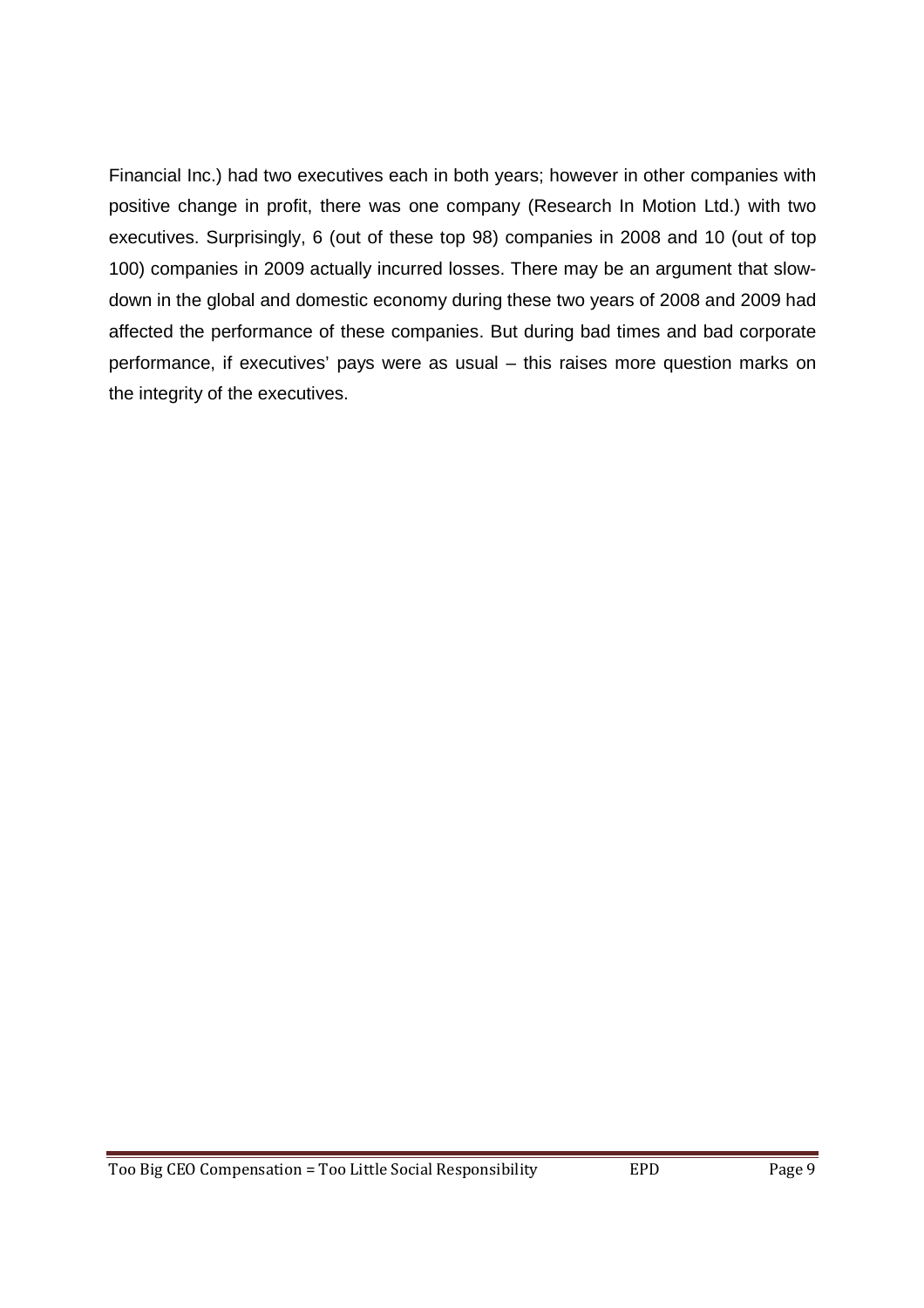Financial Inc.) had two executives each in both years; however in other companies with positive change in profit, there was one company (Research In Motion Ltd.) with two executives. Surprisingly, 6 (out of these top 98) companies in 2008 and 10 (out of top 100) companies in 2009 actually incurred losses. There may be an argument that slow-down in the global and domestic economy during these two years of 2008 and 2009 had affected the performance of these companies. But during bad times and bad corporate performance, if executives' pays were as usual – this raises more question marks on the integrity of the executives.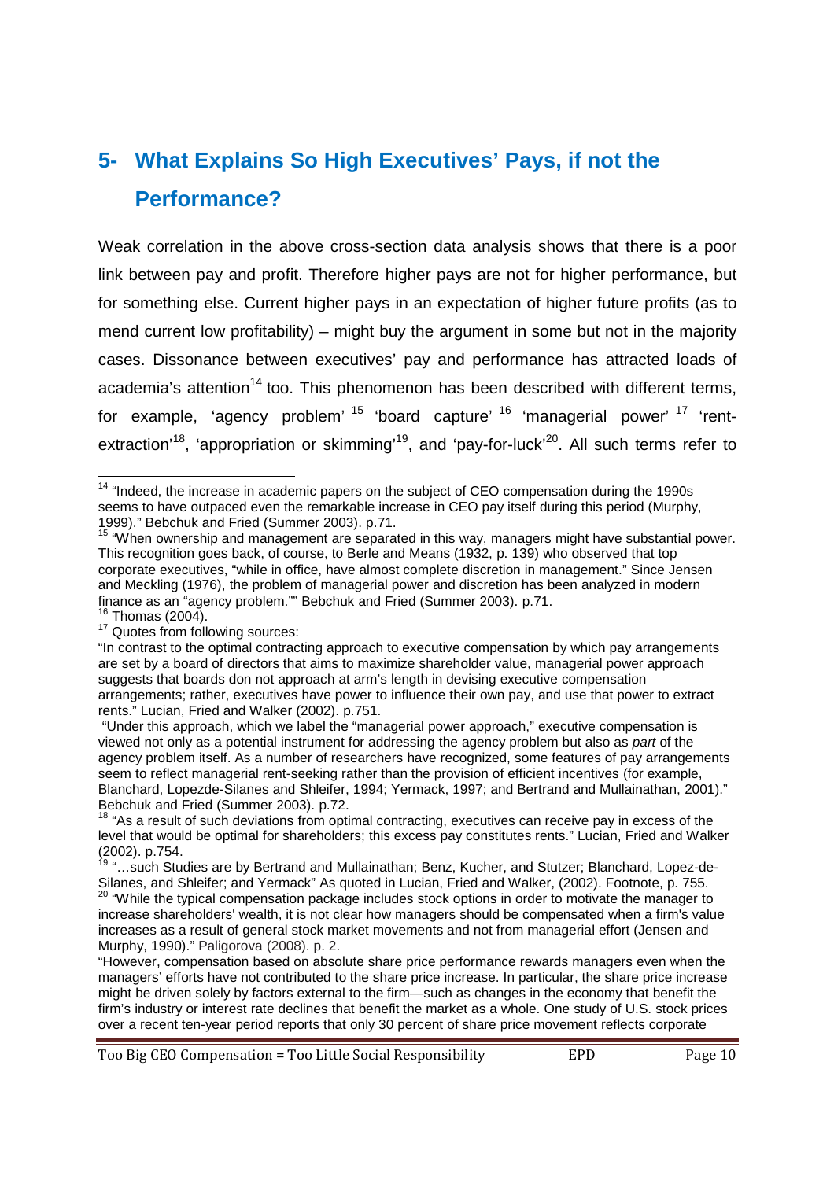## 5- What Explains So High Executives' Pays, if not the Performance?

Weak correlation in the above cross-section data analysis shows that there is a poor link between pay and profit. Therefore higher pays are not for higher performance, but for something else. Current higher pays in an expectation of higher future profits (as to mend current low profitability) – might buy the argument in some but not in the majority cases. Dissonance between executives' pay and performance has attracted loads of academia's attention[14] too. This phenomenon has been described with different terms, for example, 'agency problem' [15] 'board capture' [16] 'managerial power' [17] 'rent-extraction'[18], 'appropriation or skimming'[19], and 'pay-for-luck'[20]. All such terms refer to

---

[14] "Indeed, the increase in academic papers on the subject of CEO compensation during the 1990s seems to have outpaced even the remarkable increase in CEO pay itself during this period (Murphy, 1999)." Bebchuk and Fried (Summer 2003). p.71.

[15] "When ownership and management are separated in this way, managers might have substantial power. This recognition goes back, of course, to Berle and Means (1932, p. 139) who observed that top corporate executives, "while in office, have almost complete discretion in management." Since Jensen and Meckling (1976), the problem of managerial power and discretion has been analyzed in modern finance as an "agency problem."" Bebchuk and Fried (Summer 2003). p.71.

[16] Thomas (2004).

[17] Quotes from following sources:

"In contrast to the optimal contracting approach to executive compensation by which pay arrangements are set by a board of directors that aims to maximize shareholder value, managerial power approach suggests that boards don not approach at arm's length in devising executive compensation arrangements; rather, executives have power to influence their own pay, and use that power to extract rents." Lucian, Fried and Walker (2002). p.751.

"Under this approach, which we label the "managerial power approach," executive compensation is viewed not only as a potential instrument for addressing the agency problem but also as *part* of the agency problem itself. As a number of researchers have recognized, some features of pay arrangements seem to reflect managerial rent-seeking rather than the provision of efficient incentives (for example, Blanchard, Lopezde-Silanes and Shleifer, 1994; Yermack, 1997; and Bertrand and Mullainathan, 2001)." Bebchuk and Fried (Summer 2003). p.72.

[18] "As a result of such deviations from optimal contracting, executives can receive pay in excess of the level that would be optimal for shareholders; this excess pay constitutes rents." Lucian, Fried and Walker (2002). p.754.

[19] "…such Studies are by Bertrand and Mullainathan; Benz, Kucher, and Stutzer; Blanchard, Lopez-de-Silanes, and Shleifer; and Yermack" As quoted in Lucian, Fried and Walker, (2002). Footnote, p. 755.

[20] "While the typical compensation package includes stock options in order to motivate the manager to increase shareholders' wealth, it is not clear how managers should be compensated when a firm's value increases as a result of general stock market movements and not from managerial effort (Jensen and Murphy, 1990)." Paligorova (2008). p. 2.

"However, compensation based on absolute share price performance rewards managers even when the managers' efforts have not contributed to the share price increase. In particular, the share price increase might be driven solely by factors external to the firm—such as changes in the economy that benefit the firm's industry or interest rate declines that benefit the market as a whole. One study of U.S. stock prices over a recent ten-year period reports that only 30 percent of share price movement reflects corporate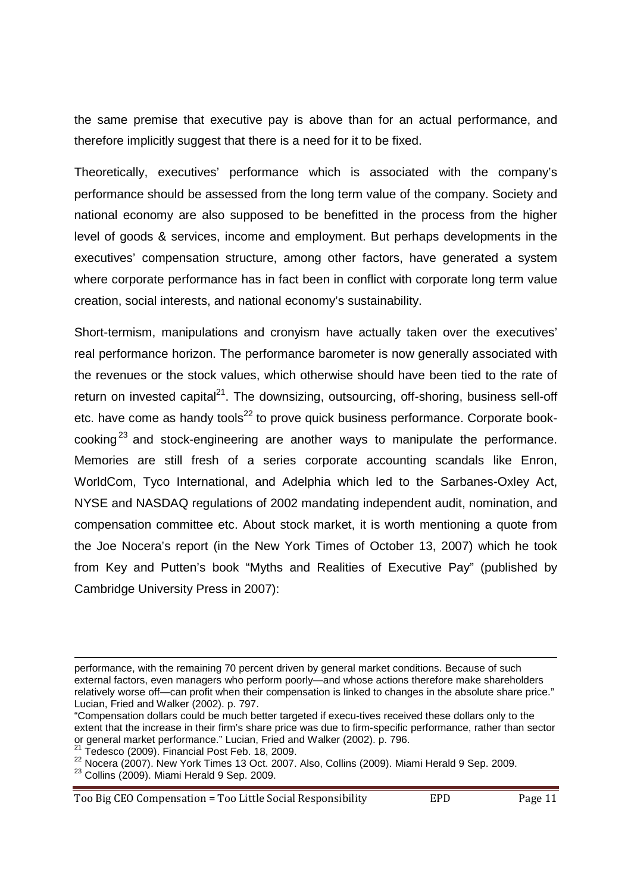the same premise that executive pay is above than for an actual performance, and therefore implicitly suggest that there is a need for it to be fixed.

Theoretically, executives' performance which is associated with the company's performance should be assessed from the long term value of the company. Society and national economy are also supposed to be benefitted in the process from the higher level of goods & services, income and employment. But perhaps developments in the executives' compensation structure, among other factors, have generated a system where corporate performance has in fact been in conflict with corporate long term value creation, social interests, and national economy's sustainability.

Short-termism, manipulations and cronyism have actually taken over the executives' real performance horizon. The performance barometer is now generally associated with the revenues or the stock values, which otherwise should have been tied to the rate of return on invested capital[21]. The downsizing, outsourcing, off-shoring, business sell-off etc. have come as handy tools[22] to prove quick business performance. Corporate book-cooking[23] and stock-engineering are another ways to manipulate the performance. Memories are still fresh of a series corporate accounting scandals like Enron, WorldCom, Tyco International, and Adelphia which led to the Sarbanes-Oxley Act, NYSE and NASDAQ regulations of 2002 mandating independent audit, nomination, and compensation committee etc. About stock market, it is worth mentioning a quote from the Joe Nocera's report (in the New York Times of October 13, 2007) which he took from Key and Putten's book "Myths and Realities of Executive Pay" (published by Cambridge University Press in 2007):

---

performance, with the remaining 70 percent driven by general market conditions. Because of such external factors, even managers who perform poorly—and whose actions therefore make shareholders relatively worse off—can profit when their compensation is linked to changes in the absolute share price." Lucian, Fried and Walker (2002). p. 797.

"Compensation dollars could be much better targeted if execu-tives received these dollars only to the extent that the increase in their firm's share price was due to firm-specific performance, rather than sector or general market performance." Lucian, Fried and Walker (2002). p. 796.

[21] Tedesco (2009). Financial Post Feb. 18, 2009.

[22] Nocera (2007). New York Times 13 Oct. 2007. Also, Collins (2009). Miami Herald 9 Sep. 2009.

[23] Collins (2009). Miami Herald 9 Sep. 2009.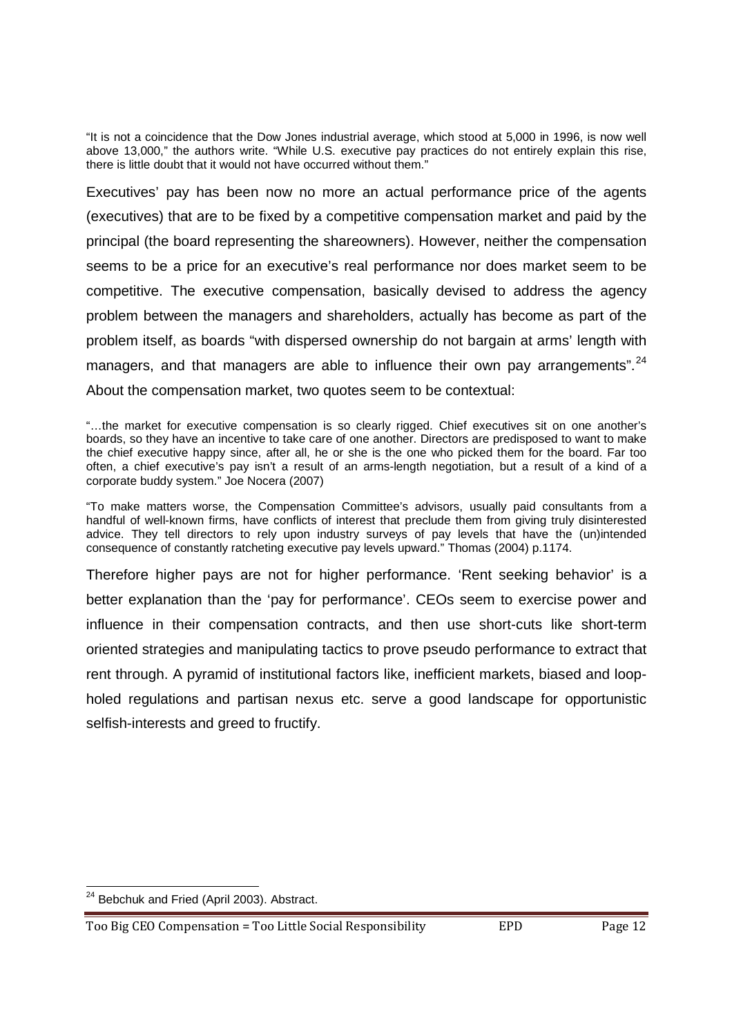> "It is not a coincidence that the Dow Jones industrial average, which stood at 5,000 in 1996, is now well above 13,000," the authors write. "While U.S. executive pay practices do not entirely explain this rise, there is little doubt that it would not have occurred without them."

Executives' pay has been now no more an actual performance price of the agents (executives) that are to be fixed by a competitive compensation market and paid by the principal (the board representing the shareowners). However, neither the compensation seems to be a price for an executive's real performance nor does market seem to be competitive. The executive compensation, basically devised to address the agency problem between the managers and shareholders, actually has become as part of the problem itself, as boards "with dispersed ownership do not bargain at arms' length with managers, and that managers are able to influence their own pay arrangements".[24] About the compensation market, two quotes seem to be contextual:

> "…the market for executive compensation is so clearly rigged. Chief executives sit on one another's boards, so they have an incentive to take care of one another. Directors are predisposed to want to make the chief executive happy since, after all, he or she is the one who picked them for the board. Far too often, a chief executive's pay isn't a result of an arms-length negotiation, but a result of a kind of a corporate buddy system." Joe Nocera (2007)

> "To make matters worse, the Compensation Committee's advisors, usually paid consultants from a handful of well-known firms, have conflicts of interest that preclude them from giving truly disinterested advice. They tell directors to rely upon industry surveys of pay levels that have the (un)intended consequence of constantly ratcheting executive pay levels upward." Thomas (2004) p.1174.

Therefore higher pays are not for higher performance. 'Rent seeking behavior' is a better explanation than the 'pay for performance'. CEOs seem to exercise power and influence in their compensation contracts, and then use short-cuts like short-term oriented strategies and manipulating tactics to prove pseudo performance to extract that rent through. A pyramid of institutional factors like, inefficient markets, biased and loop-holed regulations and partisan nexus etc. serve a good landscape for opportunistic selfish-interests and greed to fructify.

---

[24] Bebchuk and Fried (April 2003). Abstract.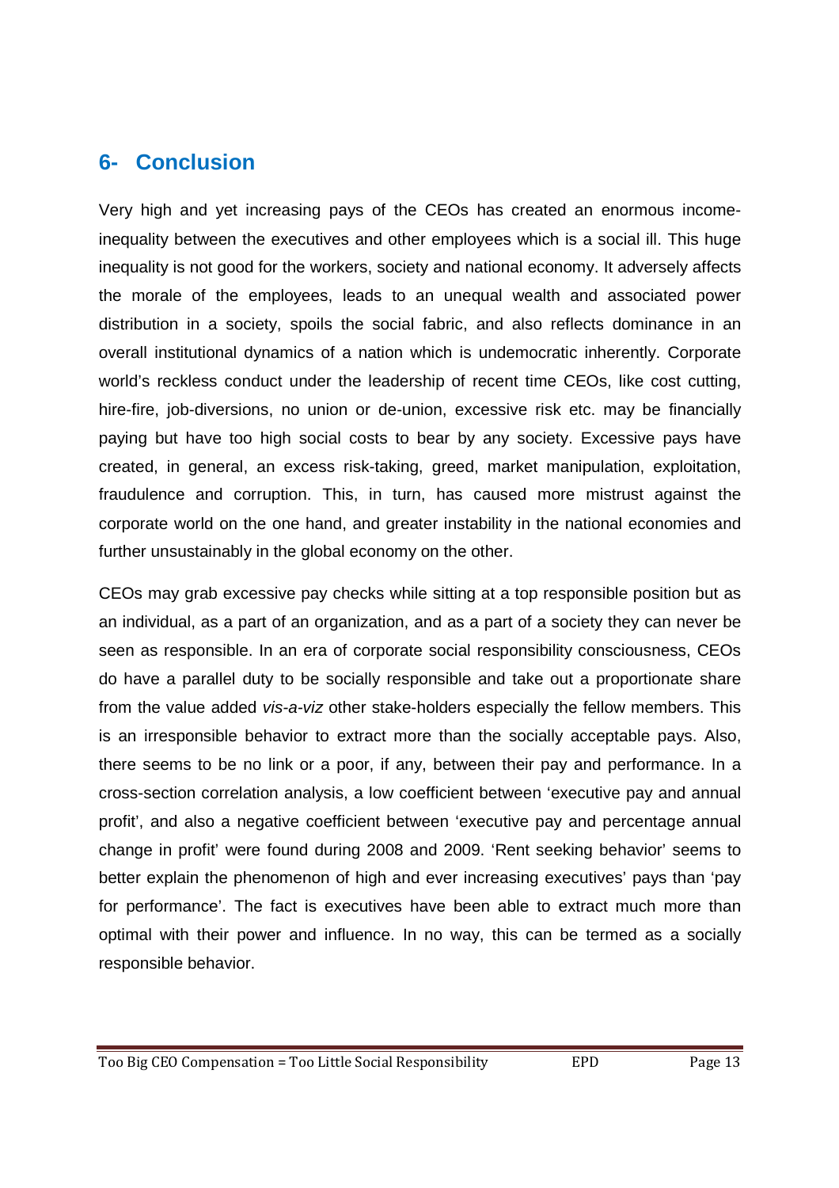## 6- Conclusion

Very high and yet increasing pays of the CEOs has created an enormous income-inequality between the executives and other employees which is a social ill. This huge inequality is not good for the workers, society and national economy. It adversely affects the morale of the employees, leads to an unequal wealth and associated power distribution in a society, spoils the social fabric, and also reflects dominance in an overall institutional dynamics of a nation which is undemocratic inherently. Corporate world's reckless conduct under the leadership of recent time CEOs, like cost cutting, hire-fire, job-diversions, no union or de-union, excessive risk etc. may be financially paying but have too high social costs to bear by any society. Excessive pays have created, in general, an excess risk-taking, greed, market manipulation, exploitation, fraudulence and corruption. This, in turn, has caused more mistrust against the corporate world on the one hand, and greater instability in the national economies and further unsustainably in the global economy on the other.

CEOs may grab excessive pay checks while sitting at a top responsible position but as an individual, as a part of an organization, and as a part of a society they can never be seen as responsible. In an era of corporate social responsibility consciousness, CEOs do have a parallel duty to be socially responsible and take out a proportionate share from the value added *vis-a-viz* other stake-holders especially the fellow members. This is an irresponsible behavior to extract more than the socially acceptable pays. Also, there seems to be no link or a poor, if any, between their pay and performance. In a cross-section correlation analysis, a low coefficient between 'executive pay and annual profit', and also a negative coefficient between 'executive pay and percentage annual change in profit' were found during 2008 and 2009. 'Rent seeking behavior' seems to better explain the phenomenon of high and ever increasing executives' pays than 'pay for performance'. The fact is executives have been able to extract much more than optimal with their power and influence. In no way, this can be termed as a socially responsible behavior.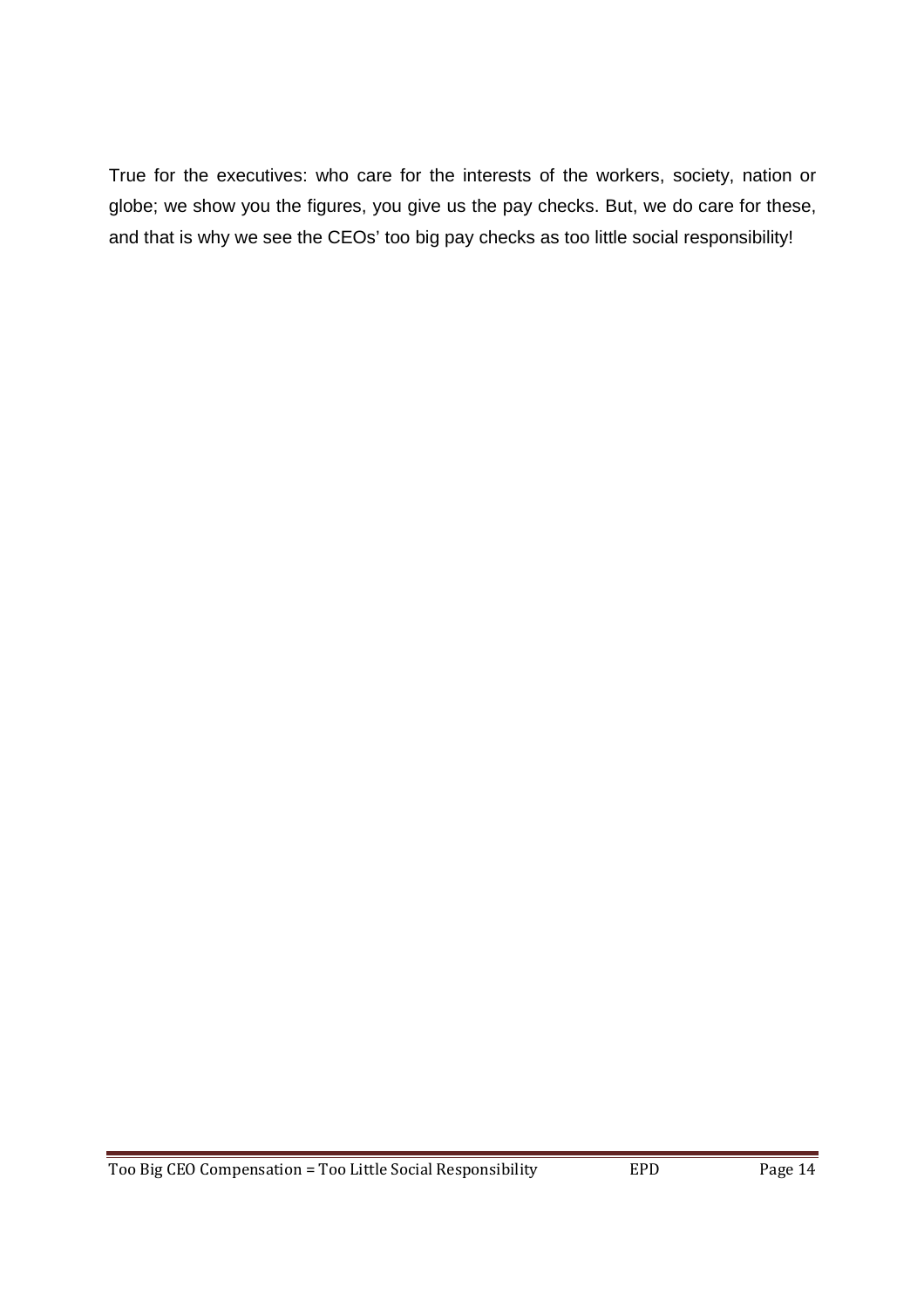True for the executives: who care for the interests of the workers, society, nation or globe; we show you the figures, you give us the pay checks. But, we do care for these, and that is why we see the CEOs' too big pay checks as too little social responsibility!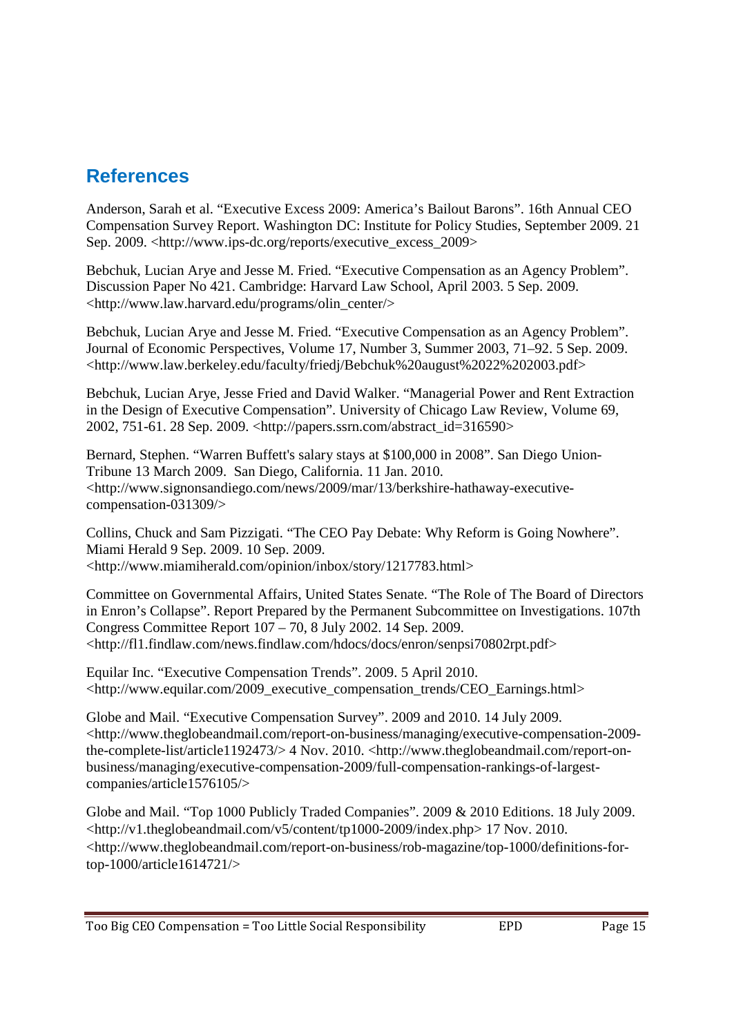## References

Anderson, Sarah et al. "Executive Excess 2009: America's Bailout Barons". 16th Annual CEO Compensation Survey Report. Washington DC: Institute for Policy Studies, September 2009. 21 Sep. 2009. <http://www.ips-dc.org/reports/executive_excess_2009>

Bebchuk, Lucian Arye and Jesse M. Fried. "Executive Compensation as an Agency Problem". Discussion Paper No 421. Cambridge: Harvard Law School, April 2003. 5 Sep. 2009. <http://www.law.harvard.edu/programs/olin_center/>

Bebchuk, Lucian Arye and Jesse M. Fried. "Executive Compensation as an Agency Problem". Journal of Economic Perspectives, Volume 17, Number 3, Summer 2003, 71–92. 5 Sep. 2009. <http://www.law.berkeley.edu/faculty/friedj/Bebchuk%20august%2022%202003.pdf>

Bebchuk, Lucian Arye, Jesse Fried and David Walker. "Managerial Power and Rent Extraction in the Design of Executive Compensation". University of Chicago Law Review, Volume 69, 2002, 751-61. 28 Sep. 2009. <http://papers.ssrn.com/abstract_id=316590>

Bernard, Stephen. "Warren Buffett's salary stays at $100,000 in 2008". San Diego Union-Tribune 13 March 2009. San Diego, California. 11 Jan. 2010. <http://www.signonsandiego.com/news/2009/mar/13/berkshire-hathaway-executive-compensation-031309/>

Collins, Chuck and Sam Pizzigati. "The CEO Pay Debate: Why Reform is Going Nowhere". Miami Herald 9 Sep. 2009. 10 Sep. 2009. <http://www.miamiherald.com/opinion/inbox/story/1217783.html>

Committee on Governmental Affairs, United States Senate. "The Role of The Board of Directors in Enron's Collapse". Report Prepared by the Permanent Subcommittee on Investigations. 107th Congress Committee Report 107 – 70, 8 July 2002. 14 Sep. 2009. <http://fl1.findlaw.com/news.findlaw.com/hdocs/docs/enron/senpsi70802rpt.pdf>

Equilar Inc. "Executive Compensation Trends". 2009. 5 April 2010. <http://www.equilar.com/2009_executive_compensation_trends/CEO_Earnings.html>

Globe and Mail. "Executive Compensation Survey". 2009 and 2010. 14 July 2009. <http://www.theglobeandmail.com/report-on-business/managing/executive-compensation-2009-the-complete-list/article1192473/> 4 Nov. 2010. <http://www.theglobeandmail.com/report-on-business/managing/executive-compensation-2009/full-compensation-rankings-of-largest-companies/article1576105/>

Globe and Mail. "Top 1000 Publicly Traded Companies". 2009 & 2010 Editions. 18 July 2009. <http://v1.theglobeandmail.com/v5/content/tp1000-2009/index.php> 17 Nov. 2010. <http://www.theglobeandmail.com/report-on-business/rob-magazine/top-1000/definitions-for-top-1000/article1614721/>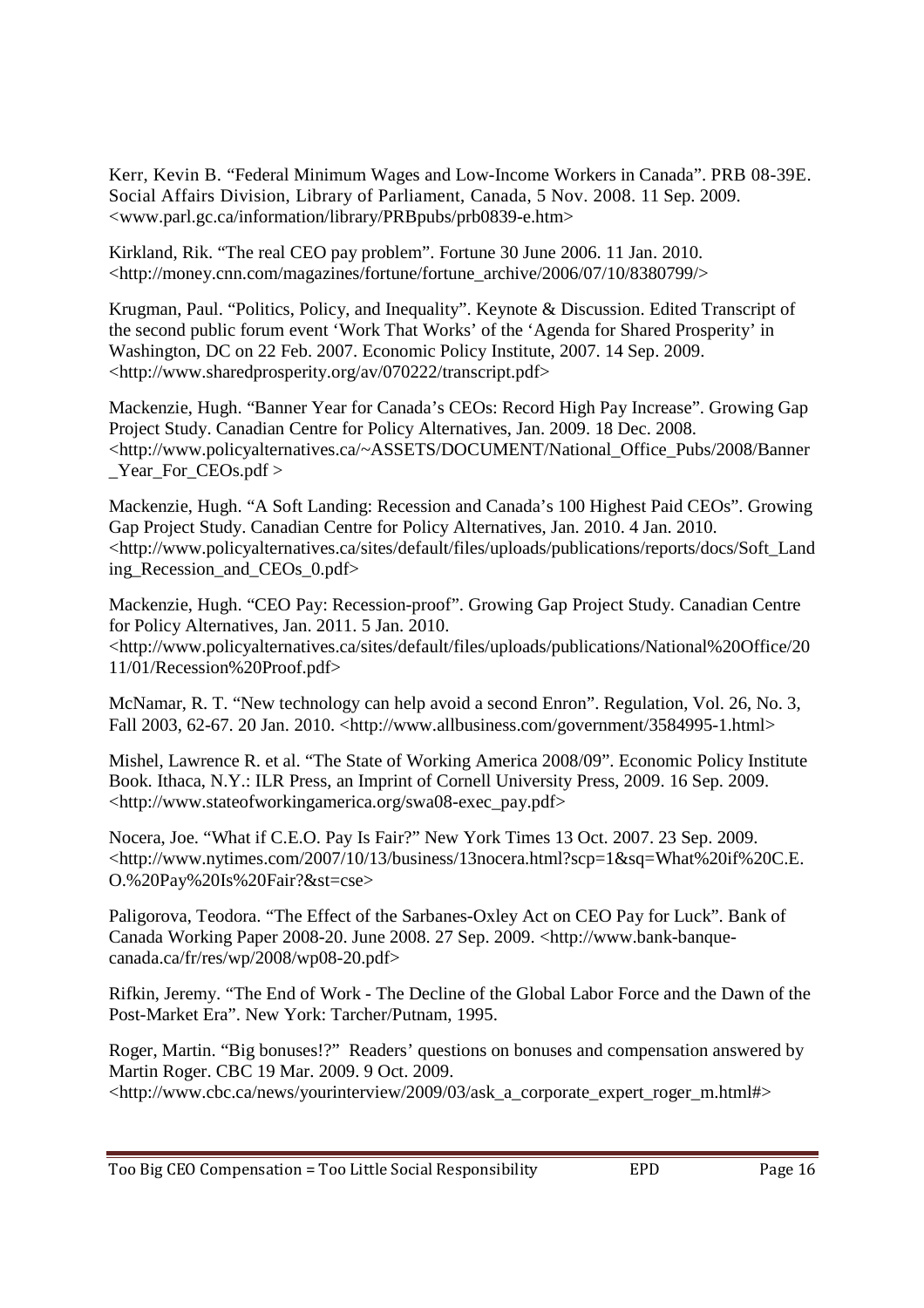Kerr, Kevin B. “Federal Minimum Wages and Low-Income Workers in Canada”. PRB 08-39E. Social Affairs Division, Library of Parliament, Canada, 5 Nov. 2008. 11 Sep. 2009. <www.parl.gc.ca/information/library/PRBpubs/prb0839-e.htm>

Kirkland, Rik. “The real CEO pay problem”. Fortune 30 June 2006. 11 Jan. 2010. <http://money.cnn.com/magazines/fortune/fortune_archive/2006/07/10/8380799/>

Krugman, Paul. “Politics, Policy, and Inequality”. Keynote & Discussion. Edited Transcript of the second public forum event ‘Work That Works’ of the ‘Agenda for Shared Prosperity’ in Washington, DC on 22 Feb. 2007. Economic Policy Institute, 2007. 14 Sep. 2009. <http://www.sharedprosperity.org/av/070222/transcript.pdf>

Mackenzie, Hugh. “Banner Year for Canada’s CEOs: Record High Pay Increase”. Growing Gap Project Study. Canadian Centre for Policy Alternatives, Jan. 2009. 18 Dec. 2008. <http://www.policyalternatives.ca/~ASSETS/DOCUMENT/National_Office_Pubs/2008/Banner_Year_For_CEOs.pdf >

Mackenzie, Hugh. “A Soft Landing: Recession and Canada’s 100 Highest Paid CEOs”. Growing Gap Project Study. Canadian Centre for Policy Alternatives, Jan. 2010. 4 Jan. 2010. <http://www.policyalternatives.ca/sites/default/files/uploads/publications/reports/docs/Soft_Landing_Recession_and_CEOs_0.pdf>

Mackenzie, Hugh. “CEO Pay: Recession-proof”. Growing Gap Project Study. Canadian Centre for Policy Alternatives, Jan. 2011. 5 Jan. 2010. <http://www.policyalternatives.ca/sites/default/files/uploads/publications/National%20Office/2011/01/Recession%20Proof.pdf>

McNamar, R. T. “New technology can help avoid a second Enron”. Regulation, Vol. 26, No. 3, Fall 2003, 62-67. 20 Jan. 2010. <http://www.allbusiness.com/government/3584995-1.html>

Mishel, Lawrence R. et al. “The State of Working America 2008/09”. Economic Policy Institute Book. Ithaca, N.Y.: ILR Press, an Imprint of Cornell University Press, 2009. 16 Sep. 2009. <http://www.stateofworkingamerica.org/swa08-exec_pay.pdf>

Nocera, Joe. “What if C.E.O. Pay Is Fair?” New York Times 13 Oct. 2007. 23 Sep. 2009. <http://www.nytimes.com/2007/10/13/business/13nocera.html?scp=1&sq=What%20if%20C.E.O.%20Pay%20Is%20Fair?&st=cse>

Paligorova, Teodora. “The Effect of the Sarbanes-Oxley Act on CEO Pay for Luck”. Bank of Canada Working Paper 2008-20. June 2008. 27 Sep. 2009. <http://www.bank-banque-canada.ca/fr/res/wp/2008/wp08-20.pdf>

Rifkin, Jeremy. “The End of Work - The Decline of the Global Labor Force and the Dawn of the Post-Market Era”. New York: Tarcher/Putnam, 1995.

Roger, Martin. “Big bonuses!?” Readers’ questions on bonuses and compensation answered by Martin Roger. CBC 19 Mar. 2009. 9 Oct. 2009. <http://www.cbc.ca/news/yourinterview/2009/03/ask_a_corporate_expert_roger_m.html#>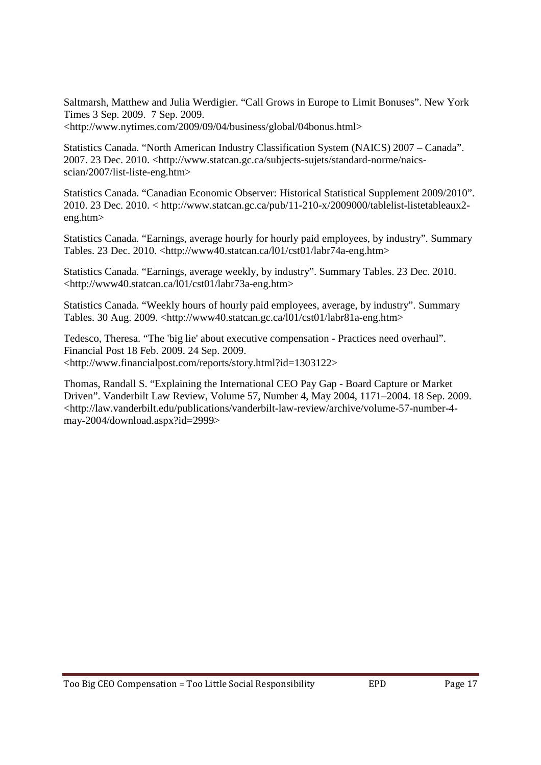Saltmarsh, Matthew and Julia Werdigier. “Call Grows in Europe to Limit Bonuses”. New York Times 3 Sep. 2009. 7 Sep. 2009. <http://www.nytimes.com/2009/09/04/business/global/04bonus.html>

Statistics Canada. “North American Industry Classification System (NAICS) 2007 – Canada”. 2007. 23 Dec. 2010. <http://www.statcan.gc.ca/subjects-sujets/standard-norme/naics-scian/2007/list-liste-eng.htm>

Statistics Canada. “Canadian Economic Observer: Historical Statistical Supplement 2009/2010”. 2010. 23 Dec. 2010. < http://www.statcan.gc.ca/pub/11-210-x/2009000/tablelist-listetableaux2-eng.htm>

Statistics Canada. “Earnings, average hourly for hourly paid employees, by industry”. Summary Tables. 23 Dec. 2010. <http://www40.statcan.ca/l01/cst01/labr74a-eng.htm>

Statistics Canada. “Earnings, average weekly, by industry”. Summary Tables. 23 Dec. 2010. <http://www40.statcan.ca/l01/cst01/labr73a-eng.htm>

Statistics Canada. “Weekly hours of hourly paid employees, average, by industry”. Summary Tables. 30 Aug. 2009. <http://www40.statcan.gc.ca/l01/cst01/labr81a-eng.htm>

Tedesco, Theresa. “The 'big lie' about executive compensation - Practices need overhaul”. Financial Post 18 Feb. 2009. 24 Sep. 2009. <http://www.financialpost.com/reports/story.html?id=1303122>

Thomas, Randall S. “Explaining the International CEO Pay Gap - Board Capture or Market Driven”. Vanderbilt Law Review, Volume 57, Number 4, May 2004, 1171–2004. 18 Sep. 2009. <http://law.vanderbilt.edu/publications/vanderbilt-law-review/archive/volume-57-number-4-may-2004/download.aspx?id=2999>